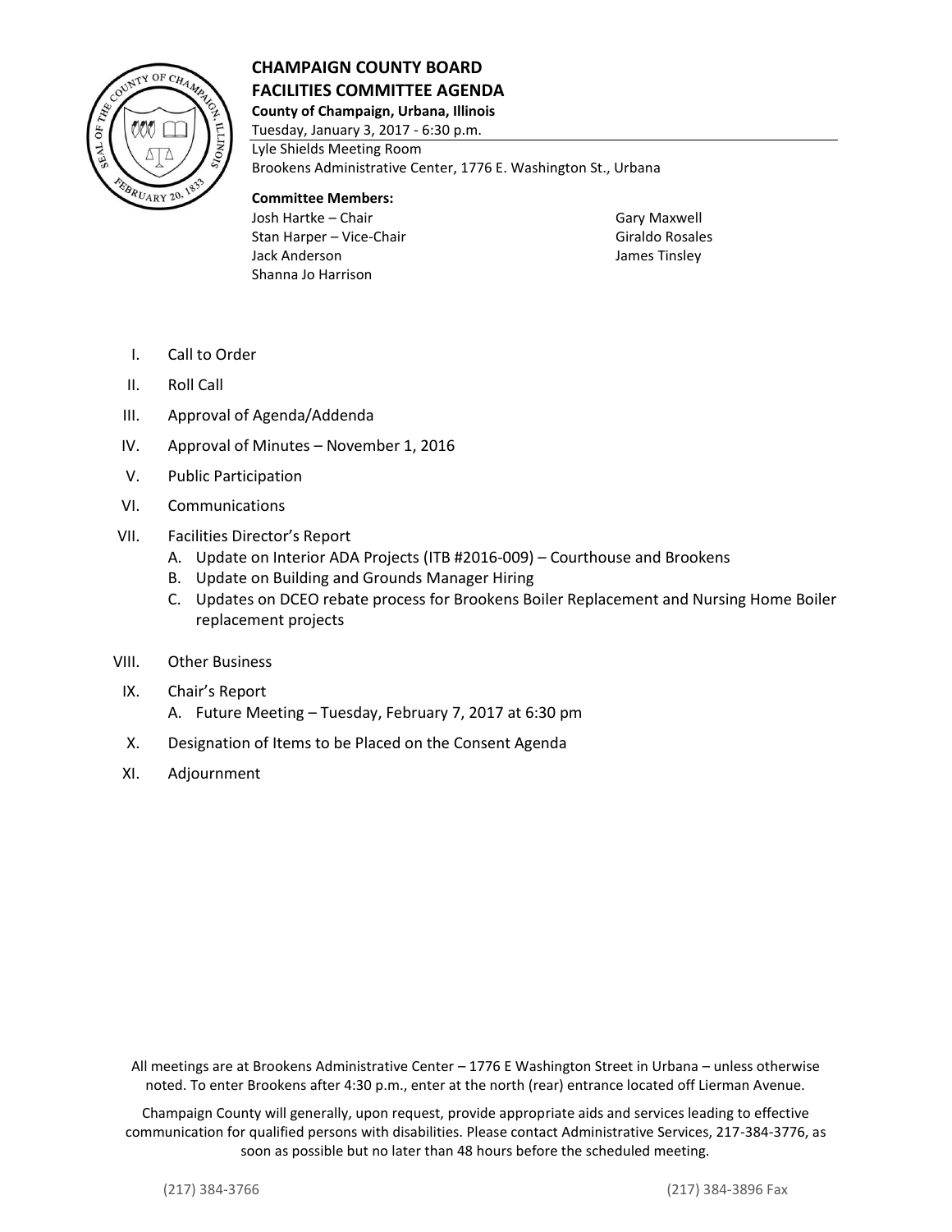# CHAMPAIGN COUNTY BOARD
# FACILITIES COMMITTEE AGENDA

**County of Champaign, Urbana, Illinois**

Tuesday, January 3, 2017 - 6:30 p.m.

Lyle Shields Meeting Room

Brookens Administrative Center, 1776 E. Washington St., Urbana

**Committee Members:**

Josh Hartke – Chair
Stan Harper – Vice-Chair
Jack Anderson
Shanna Jo Harrison
Gary Maxwell
Giraldo Rosales
James Tinsley

I. Call to Order

II. Roll Call

III. Approval of Agenda/Addenda

IV. Approval of Minutes – November 1, 2016

V. Public Participation

VI. Communications

VII. Facilities Director's Report
   A. Update on Interior ADA Projects (ITB #2016-009) – Courthouse and Brookens
   B. Update on Building and Grounds Manager Hiring
   C. Updates on DCEO rebate process for Brookens Boiler Replacement and Nursing Home Boiler replacement projects

VIII. Other Business

IX. Chair's Report
   A. Future Meeting – Tuesday, February 7, 2017 at 6:30 pm

X. Designation of Items to be Placed on the Consent Agenda

XI. Adjournment

All meetings are at Brookens Administrative Center – 1776 E Washington Street in Urbana – unless otherwise noted. To enter Brookens after 4:30 p.m., enter at the north (rear) entrance located off Lierman Avenue.

Champaign County will generally, upon request, provide appropriate aids and services leading to effective communication for qualified persons with disabilities. Please contact Administrative Services, 217-384-3776, as soon as possible but no later than 48 hours before the scheduled meeting.

(217) 384-3766 (217) 384-3896 Fax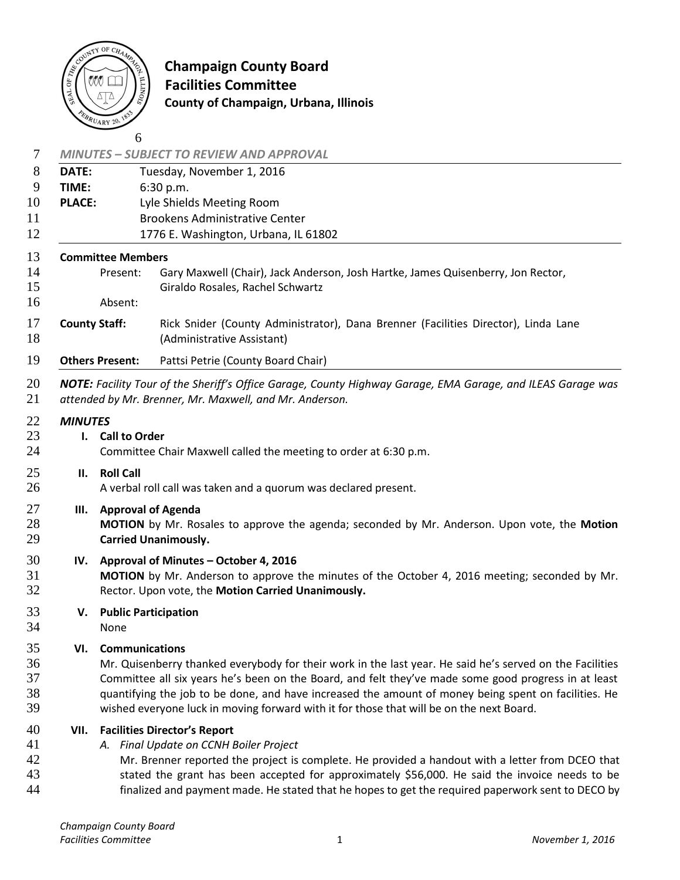**Champaign County Board**
**Facilities Committee**
**County of Champaign, Urbana, Illinois**

*MINUTES – SUBJECT TO REVIEW AND APPROVAL*

**DATE:** Tuesday, November 1, 2016
**TIME:** 6:30 p.m.
**PLACE:** Lyle Shields Meeting Room
Brookens Administrative Center
1776 E. Washington, Urbana, IL 61802

**Committee Members**
Present: Gary Maxwell (Chair), Jack Anderson, Josh Hartke, James Quisenberry, Jon Rector, Giraldo Rosales, Rachel Schwartz
Absent:

**County Staff:** Rick Snider (County Administrator), Dana Brenner (Facilities Director), Linda Lane (Administrative Assistant)

**Others Present:** Pattsi Petrie (County Board Chair)

***NOTE:*** *Facility Tour of the Sheriff's Office Garage, County Highway Garage, EMA Garage, and ILEAS Garage was attended by Mr. Brenner, Mr. Maxwell, and Mr. Anderson.*

***MINUTES***

**I. Call to Order**
Committee Chair Maxwell called the meeting to order at 6:30 p.m.

**II. Roll Call**
A verbal roll call was taken and a quorum was declared present.

**III. Approval of Agenda**
**MOTION** by Mr. Rosales to approve the agenda; seconded by Mr. Anderson. Upon vote, the **Motion Carried Unanimously.**

**IV. Approval of Minutes – October 4, 2016**
**MOTION** by Mr. Anderson to approve the minutes of the October 4, 2016 meeting; seconded by Mr. Rector. Upon vote, the **Motion Carried Unanimously.**

**V. Public Participation**
None

**VI. Communications**
Mr. Quisenberry thanked everybody for their work in the last year. He said he's served on the Facilities Committee all six years he's been on the Board, and felt they've made some good progress in at least quantifying the job to be done, and have increased the amount of money being spent on facilities. He wished everyone luck in moving forward with it for those that will be on the next Board.

**VII. Facilities Director's Report**
*A. Final Update on CCNH Boiler Project*
Mr. Brenner reported the project is complete. He provided a handout with a letter from DCEO that stated the grant has been accepted for approximately $56,000. He said the invoice needs to be finalized and payment made. He stated that he hopes to get the required paperwork sent to DECO by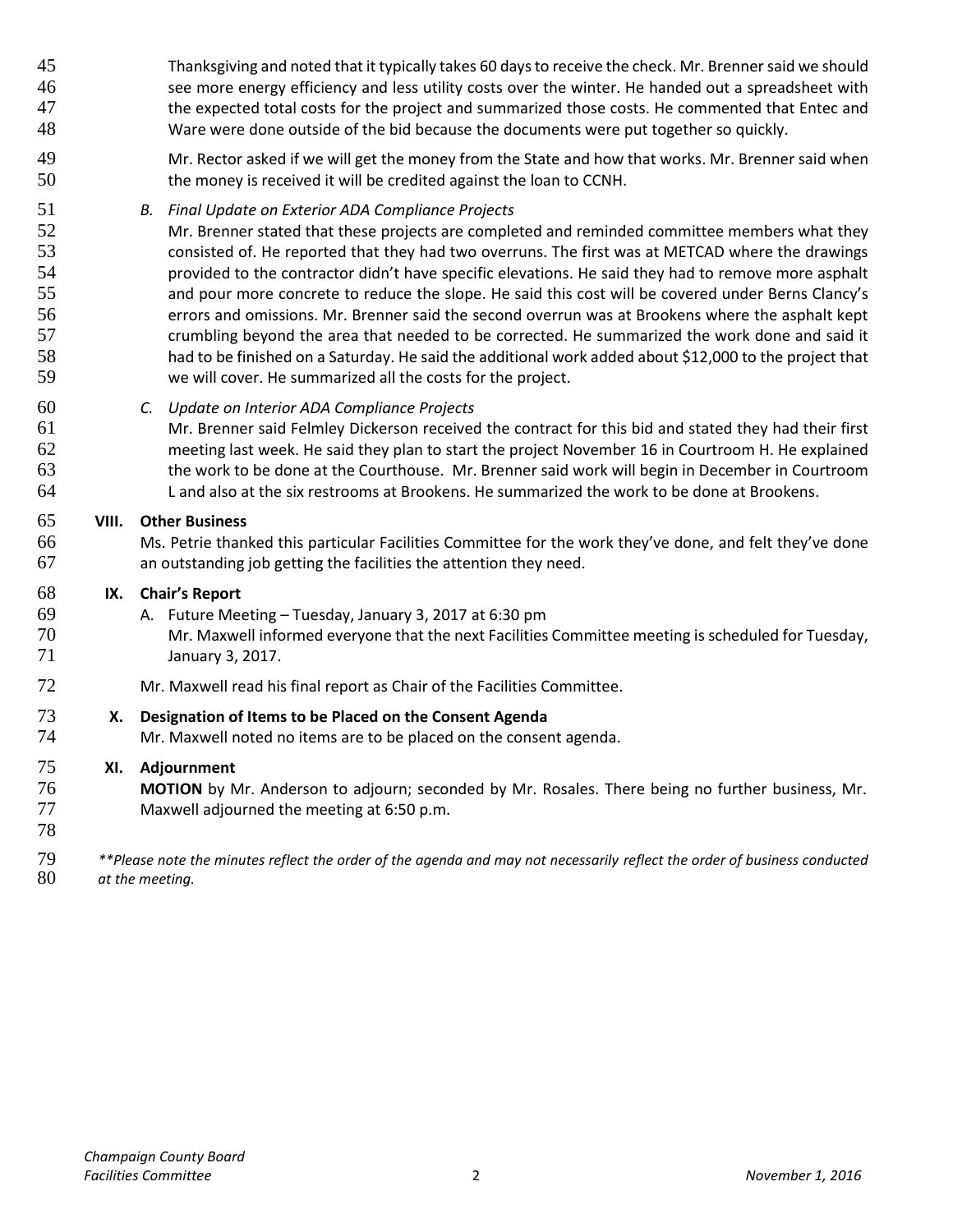Thanksgiving and noted that it typically takes 60 days to receive the check. Mr. Brenner said we should see more energy efficiency and less utility costs over the winter. He handed out a spreadsheet with the expected total costs for the project and summarized those costs. He commented that Entec and Ware were done outside of the bid because the documents were put together so quickly.

Mr. Rector asked if we will get the money from the State and how that works. Mr. Brenner said when the money is received it will be credited against the loan to CCNH.

*B. Final Update on Exterior ADA Compliance Projects*

Mr. Brenner stated that these projects are completed and reminded committee members what they consisted of. He reported that they had two overruns. The first was at METCAD where the drawings provided to the contractor didn't have specific elevations. He said they had to remove more asphalt and pour more concrete to reduce the slope. He said this cost will be covered under Berns Clancy's errors and omissions. Mr. Brenner said the second overrun was at Brookens where the asphalt kept crumbling beyond the area that needed to be corrected. He summarized the work done and said it had to be finished on a Saturday. He said the additional work added about $12,000 to the project that we will cover. He summarized all the costs for the project.

*C. Update on Interior ADA Compliance Projects*

Mr. Brenner said Felmley Dickerson received the contract for this bid and stated they had their first meeting last week. He said they plan to start the project November 16 in Courtroom H. He explained the work to be done at the Courthouse. Mr. Brenner said work will begin in December in Courtroom L and also at the six restrooms at Brookens. He summarized the work to be done at Brookens.

**VIII. Other Business**

Ms. Petrie thanked this particular Facilities Committee for the work they've done, and felt they've done an outstanding job getting the facilities the attention they need.

**IX. Chair's Report**

A. Future Meeting – Tuesday, January 3, 2017 at 6:30 pm

Mr. Maxwell informed everyone that the next Facilities Committee meeting is scheduled for Tuesday, January 3, 2017.

Mr. Maxwell read his final report as Chair of the Facilities Committee.

**X. Designation of Items to be Placed on the Consent Agenda**

Mr. Maxwell noted no items are to be placed on the consent agenda.

**XI. Adjournment**

**MOTION** by Mr. Anderson to adjourn; seconded by Mr. Rosales. There being no further business, Mr. Maxwell adjourned the meeting at 6:50 p.m.

*\*\*Please note the minutes reflect the order of the agenda and may not necessarily reflect the order of business conducted at the meeting.*